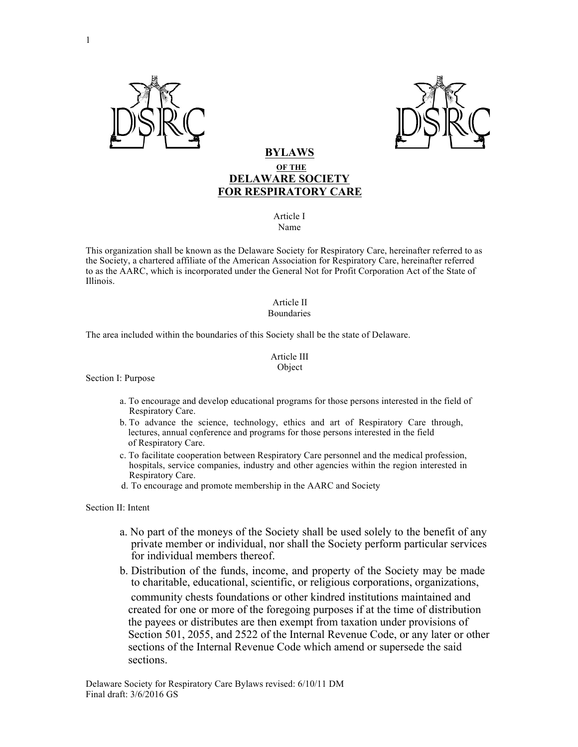# BYLAWS

OF THE

# DELAWARE SOCIETY FOR RESPIRATORY CARE

## Article I
## Name

This organization shall be known as the Delaware Society for Respiratory Care, hereinafter referred to as the Society, a chartered affiliate of the American Association for Respiratory Care, hereinafter referred to as the AARC, which is incorporated under the General Not for Profit Corporation Act of the State of Illinois.

## Article II
## Boundaries

The area included within the boundaries of this Society shall be the state of Delaware.

## Article III
## Object

Section I: Purpose

a. To encourage and develop educational programs for those persons interested in the field of Respiratory Care.
b. To advance the science, technology, ethics and art of Respiratory Care through, lectures, annual conference and programs for those persons interested in the field of Respiratory Care.
c. To facilitate cooperation between Respiratory Care personnel and the medical profession, hospitals, service companies, industry and other agencies within the region interested in Respiratory Care.
d. To encourage and promote membership in the AARC and Society

Section II: Intent

a. No part of the moneys of the Society shall be used solely to the benefit of any private member or individual, nor shall the Society perform particular services for individual members thereof.
b. Distribution of the funds, income, and property of the Society may be made to charitable, educational, scientific, or religious corporations, organizations, community chests foundations or other kindred institutions maintained and created for one or more of the foregoing purposes if at the time of distribution the payees or distributes are then exempt from taxation under provisions of Section 501, 2055, and 2522 of the Internal Revenue Code, or any later or other sections of the Internal Revenue Code which amend or supersede the said sections.

Delaware Society for Respiratory Care Bylaws revised: 6/10/11 DM
Final draft: 3/6/2016 GS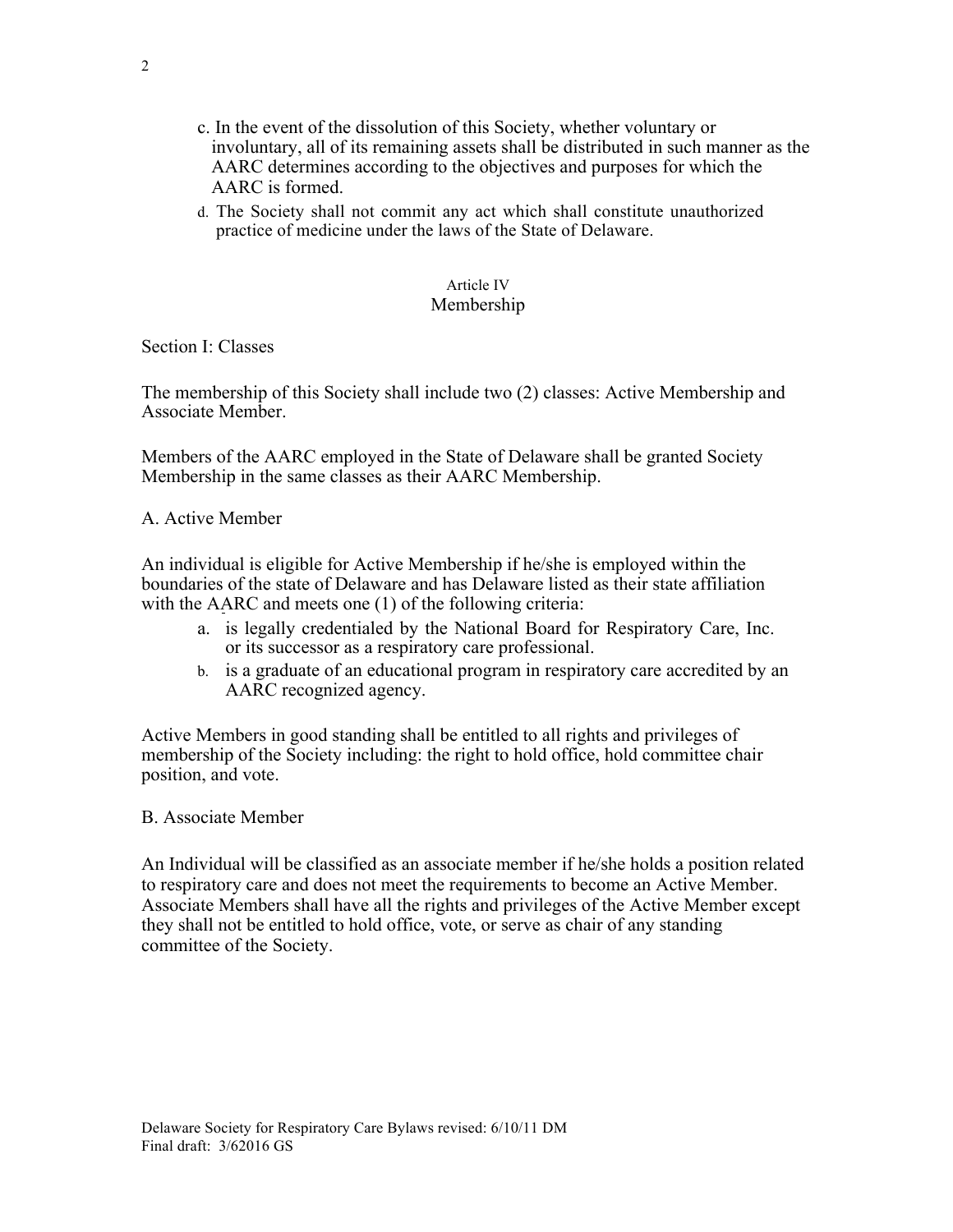c. In the event of the dissolution of this Society, whether voluntary or involuntary, all of its remaining assets shall be distributed in such manner as the AARC determines according to the objectives and purposes for which the AARC is formed.

d. The Society shall not commit any act which shall constitute unauthorized practice of medicine under the laws of the State of Delaware.

## Article IV
## Membership

Section I: Classes

The membership of this Society shall include two (2) classes: Active Membership and Associate Member.

Members of the AARC employed in the State of Delaware shall be granted Society Membership in the same classes as their AARC Membership.

A. Active Member

An individual is eligible for Active Membership if he/she is employed within the boundaries of the state of Delaware and has Delaware listed as their state affiliation with the AARC and meets one (1) of the following criteria:

a. is legally credentialed by the National Board for Respiratory Care, Inc. or its successor as a respiratory care professional.
b. is a graduate of an educational program in respiratory care accredited by an AARC recognized agency.

Active Members in good standing shall be entitled to all rights and privileges of membership of the Society including: the right to hold office, hold committee chair position, and vote.

B. Associate Member

An Individual will be classified as an associate member if he/she holds a position related to respiratory care and does not meet the requirements to become an Active Member. Associate Members shall have all the rights and privileges of the Active Member except they shall not be entitled to hold office, vote, or serve as chair of any standing committee of the Society.

Delaware Society for Respiratory Care Bylaws revised: 6/10/11 DM
Final draft: 3/62016 GS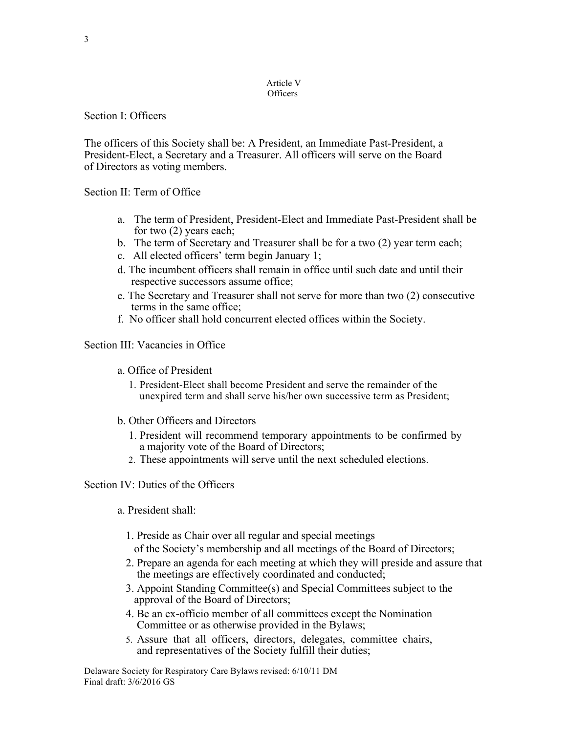## Article V
## Officers

### Section I: Officers

The officers of this Society shall be: A President, an Immediate Past-President, a President-Elect, a Secretary and a Treasurer. All officers will serve on the Board of Directors as voting members.

### Section II: Term of Office

a. The term of President, President-Elect and Immediate Past-President shall be for two (2) years each;

b. The term of Secretary and Treasurer shall be for a two (2) year term each;

c. All elected officers' term begin January 1;

d. The incumbent officers shall remain in office until such date and until their respective successors assume office;

e. The Secretary and Treasurer shall not serve for more than two (2) consecutive terms in the same office;

f. No officer shall hold concurrent elected offices within the Society.

### Section III: Vacancies in Office

a. Office of President

1. President-Elect shall become President and serve the remainder of the unexpired term and shall serve his/her own successive term as President;

b. Other Officers and Directors

1. President will recommend temporary appointments to be confirmed by a majority vote of the Board of Directors;
2. These appointments will serve until the next scheduled elections.

### Section IV: Duties of the Officers

a. President shall:

1. Preside as Chair over all regular and special meetings of the Society's membership and all meetings of the Board of Directors;
2. Prepare an agenda for each meeting at which they will preside and assure that the meetings are effectively coordinated and conducted;
3. Appoint Standing Committee(s) and Special Committees subject to the approval of the Board of Directors;
4. Be an ex-officio member of all committees except the Nomination Committee or as otherwise provided in the Bylaws;
5. Assure that all officers, directors, delegates, committee chairs, and representatives of the Society fulfill their duties;

Delaware Society for Respiratory Care Bylaws revised: 6/10/11 DM
Final draft: 3/6/2016 GS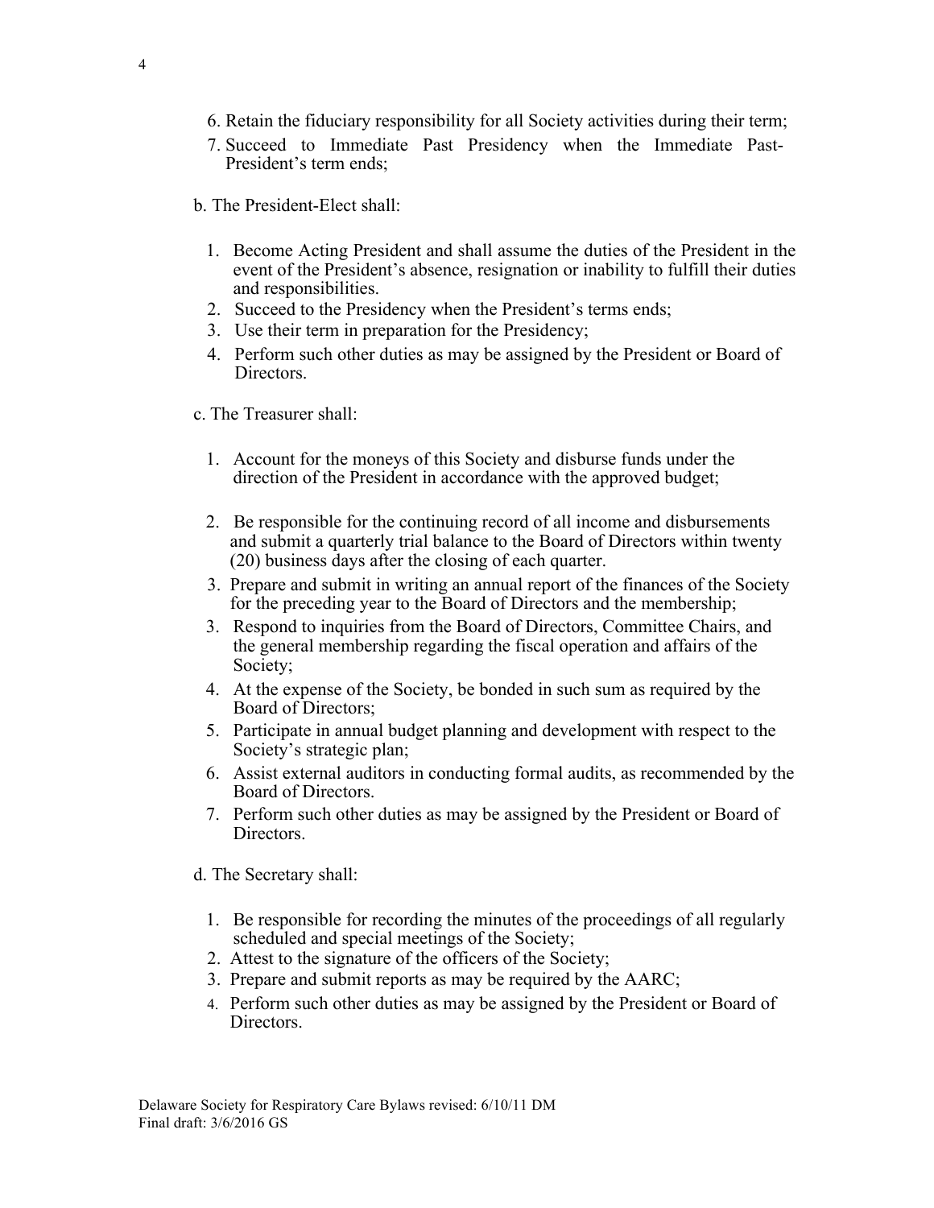6. Retain the fiduciary responsibility for all Society activities during their term;
7. Succeed to Immediate Past Presidency when the Immediate Past-President's term ends;

b. The President-Elect shall:

1. Become Acting President and shall assume the duties of the President in the event of the President's absence, resignation or inability to fulfill their duties and responsibilities.
2. Succeed to the Presidency when the President's terms ends;
3. Use their term in preparation for the Presidency;
4. Perform such other duties as may be assigned by the President or Board of Directors.

c. The Treasurer shall:

1. Account for the moneys of this Society and disburse funds under the direction of the President in accordance with the approved budget;

2. Be responsible for the continuing record of all income and disbursements and submit a quarterly trial balance to the Board of Directors within twenty (20) business days after the closing of each quarter.
3. Prepare and submit in writing an annual report of the finances of the Society for the preceding year to the Board of Directors and the membership;
3. Respond to inquiries from the Board of Directors, Committee Chairs, and the general membership regarding the fiscal operation and affairs of the Society;
4. At the expense of the Society, be bonded in such sum as required by the Board of Directors;
5. Participate in annual budget planning and development with respect to the Society's strategic plan;
6. Assist external auditors in conducting formal audits, as recommended by the Board of Directors.
7. Perform such other duties as may be assigned by the President or Board of Directors.

d. The Secretary shall:

1. Be responsible for recording the minutes of the proceedings of all regularly scheduled and special meetings of the Society;
2. Attest to the signature of the officers of the Society;
3. Prepare and submit reports as may be required by the AARC;
4. Perform such other duties as may be assigned by the President or Board of Directors.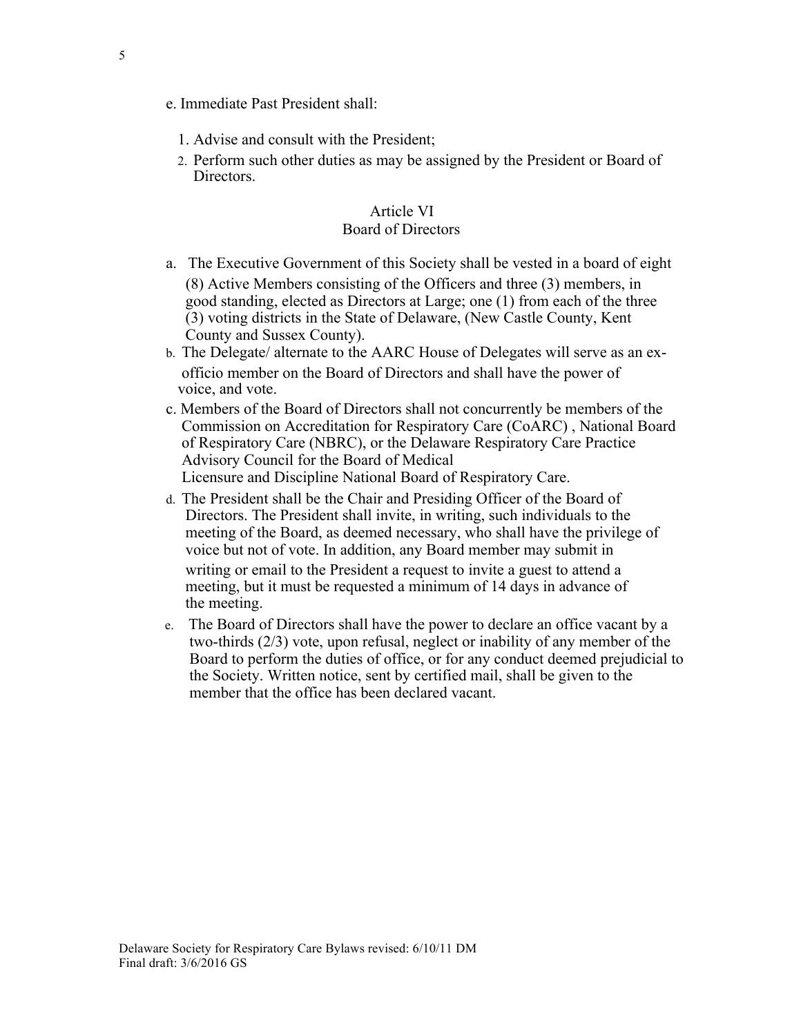e. Immediate Past President shall:

1. Advise and consult with the President;
2. Perform such other duties as may be assigned by the President or Board of Directors.

## Article VI
## Board of Directors

a. The Executive Government of this Society shall be vested in a board of eight (8) Active Members consisting of the Officers and three (3) members, in good standing, elected as Directors at Large; one (1) from each of the three (3) voting districts in the State of Delaware, (New Castle County, Kent County and Sussex County).

b. The Delegate/ alternate to the AARC House of Delegates will serve as an ex-officio member on the Board of Directors and shall have the power of voice, and vote.

c. Members of the Board of Directors shall not concurrently be members of the Commission on Accreditation for Respiratory Care (CoARC) , National Board of Respiratory Care (NBRC), or the Delaware Respiratory Care Practice Advisory Council for the Board of Medical Licensure and Discipline National Board of Respiratory Care.

d. The President shall be the Chair and Presiding Officer of the Board of Directors. The President shall invite, in writing, such individuals to the meeting of the Board, as deemed necessary, who shall have the privilege of voice but not of vote. In addition, any Board member may submit in writing or email to the President a request to invite a guest to attend a meeting, but it must be requested a minimum of 14 days in advance of the meeting.

e. The Board of Directors shall have the power to declare an office vacant by a two-thirds (2/3) vote, upon refusal, neglect or inability of any member of the Board to perform the duties of office, or for any conduct deemed prejudicial to the Society. Written notice, sent by certified mail, shall be given to the member that the office has been declared vacant.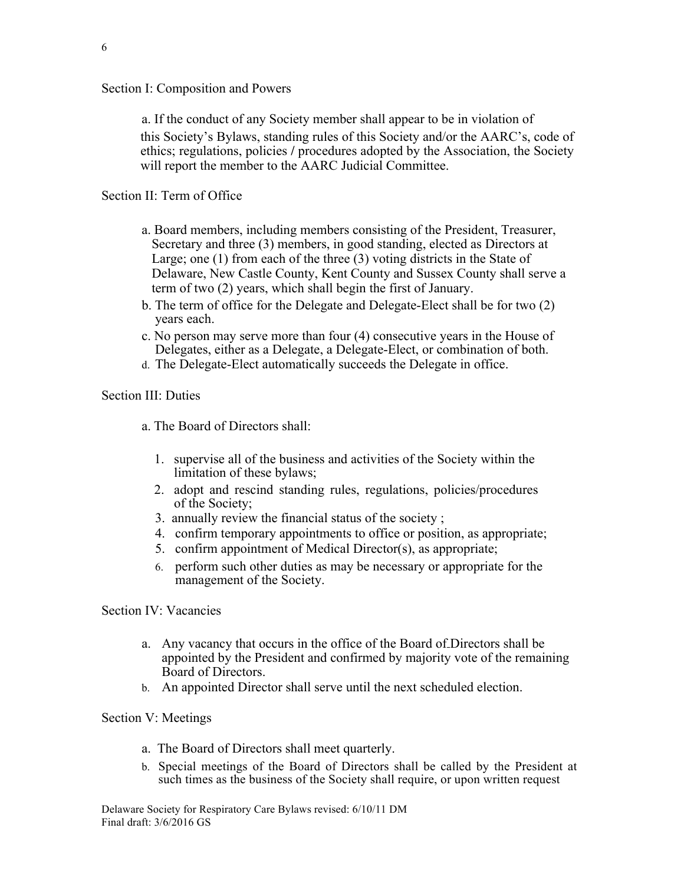## Section I: Composition and Powers

a. If the conduct of any Society member shall appear to be in violation of this Society's Bylaws, standing rules of this Society and/or the AARC's, code of ethics; regulations, policies / procedures adopted by the Association, the Society will report the member to the AARC Judicial Committee.

## Section II: Term of Office

a. Board members, including members consisting of the President, Treasurer, Secretary and three (3) members, in good standing, elected as Directors at Large; one (1) from each of the three (3) voting districts in the State of Delaware, New Castle County, Kent County and Sussex County shall serve a term of two (2) years, which shall begin the first of January.

b. The term of office for the Delegate and Delegate-Elect shall be for two (2) years each.

c. No person may serve more than four (4) consecutive years in the House of Delegates, either as a Delegate, a Delegate-Elect, or combination of both.

d. The Delegate-Elect automatically succeeds the Delegate in office.

## Section III: Duties

a. The Board of Directors shall:

1. supervise all of the business and activities of the Society within the limitation of these bylaws;
2. adopt and rescind standing rules, regulations, policies/procedures of the Society;
3. annually review the financial status of the society ;
4. confirm temporary appointments to office or position, as appropriate;
5. confirm appointment of Medical Director(s), as appropriate;
6. perform such other duties as may be necessary or appropriate for the management of the Society.

## Section IV: Vacancies

a. Any vacancy that occurs in the office of the Board of Directors shall be appointed by the President and confirmed by majority vote of the remaining Board of Directors.

b. An appointed Director shall serve until the next scheduled election.

## Section V: Meetings

a. The Board of Directors shall meet quarterly.

b. Special meetings of the Board of Directors shall be called by the President at such times as the business of the Society shall require, or upon written request

Delaware Society for Respiratory Care Bylaws revised: 6/10/11 DM
Final draft: 3/6/2016 GS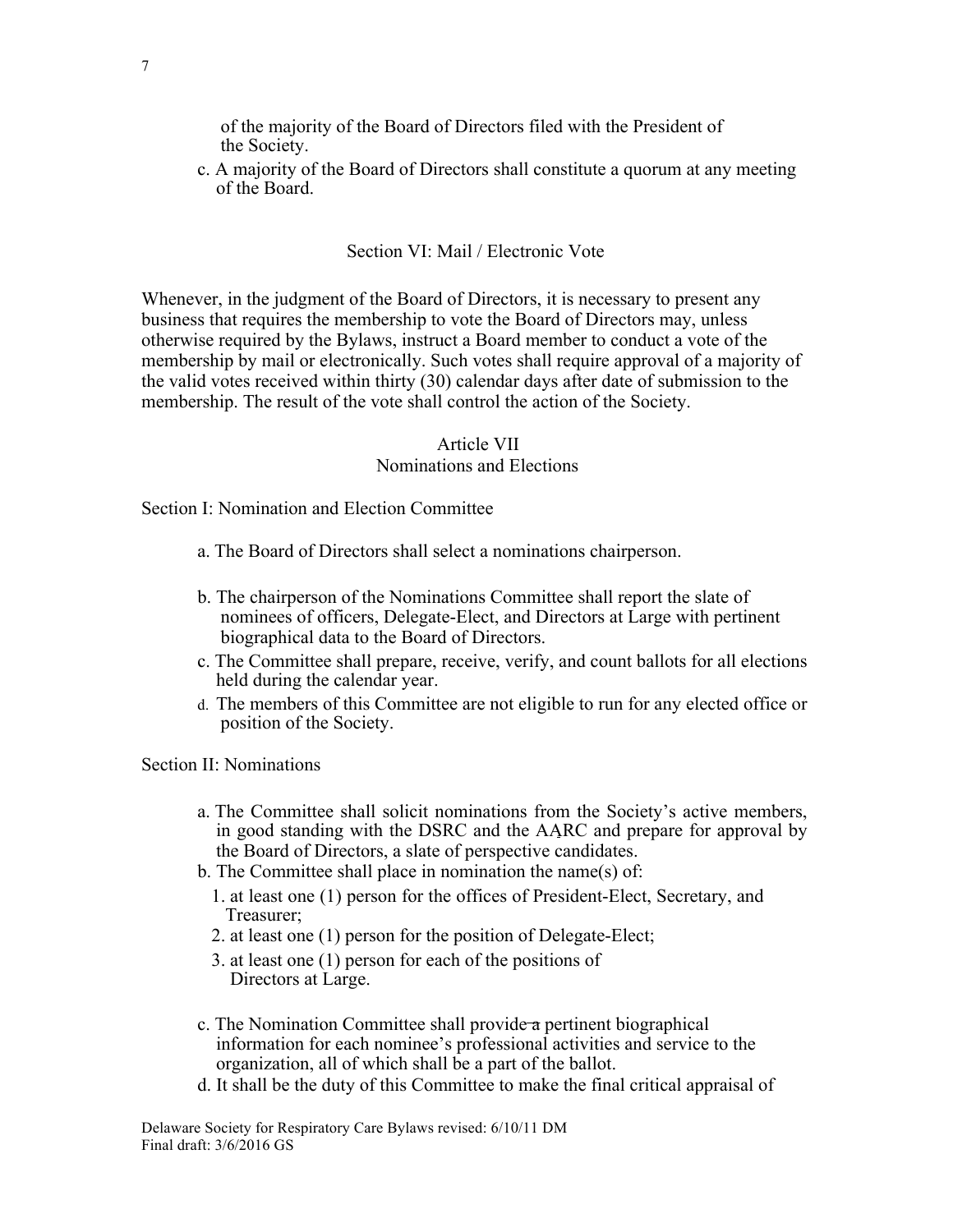of the majority of the Board of Directors filed with the President of the Society.

c. A majority of the Board of Directors shall constitute a quorum at any meeting of the Board.

### Section VI: Mail / Electronic Vote

Whenever, in the judgment of the Board of Directors, it is necessary to present any business that requires the membership to vote the Board of Directors may, unless otherwise required by the Bylaws, instruct a Board member to conduct a vote of the membership by mail or electronically. Such votes shall require approval of a majority of the valid votes received within thirty (30) calendar days after date of submission to the membership. The result of the vote shall control the action of the Society.

## Article VII
## Nominations and Elections

### Section I: Nomination and Election Committee

a. The Board of Directors shall select a nominations chairperson.

b. The chairperson of the Nominations Committee shall report the slate of nominees of officers, Delegate-Elect, and Directors at Large with pertinent biographical data to the Board of Directors.

c. The Committee shall prepare, receive, verify, and count ballots for all elections held during the calendar year.

d. The members of this Committee are not eligible to run for any elected office or position of the Society.

### Section II: Nominations

a. The Committee shall solicit nominations from the Society's active members, in good standing with the DSRC and the AARC and prepare for approval by the Board of Directors, a slate of perspective candidates.

b. The Committee shall place in nomination the name(s) of:

1. at least one (1) person for the offices of President-Elect, Secretary, and Treasurer;
2. at least one (1) person for the position of Delegate-Elect;
3. at least one (1) person for each of the positions of Directors at Large.

c. The Nomination Committee shall provide ~~a~~ pertinent biographical information for each nominee's professional activities and service to the organization, all of which shall be a part of the ballot.

d. It shall be the duty of this Committee to make the final critical appraisal of

Delaware Society for Respiratory Care Bylaws revised: 6/10/11 DM
Final draft: 3/6/2016 GS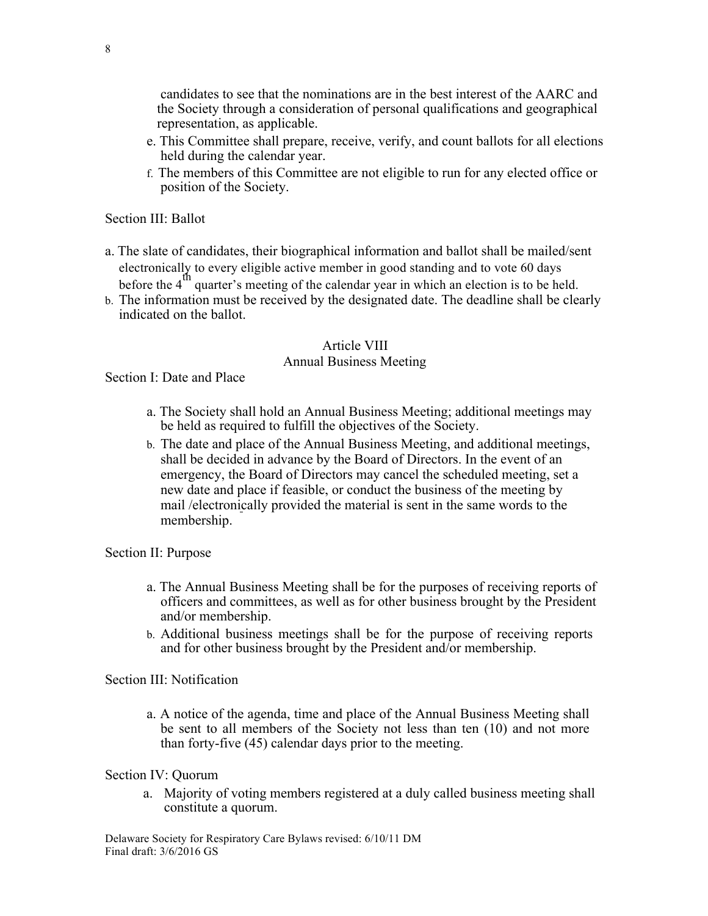candidates to see that the nominations are in the best interest of the AARC and the Society through a consideration of personal qualifications and geographical representation, as applicable.

e. This Committee shall prepare, receive, verify, and count ballots for all elections held during the calendar year.

f. The members of this Committee are not eligible to run for any elected office or position of the Society.

Section III: Ballot

a. The slate of candidates, their biographical information and ballot shall be mailed/sent electronically to every eligible active member in good standing and to vote 60 days before the 4th quarter's meeting of the calendar year in which an election is to be held.

b. The information must be received by the designated date. The deadline shall be clearly indicated on the ballot.

## Article VIII
## Annual Business Meeting

Section I: Date and Place

a. The Society shall hold an Annual Business Meeting; additional meetings may be held as required to fulfill the objectives of the Society.

b. The date and place of the Annual Business Meeting, and additional meetings, shall be decided in advance by the Board of Directors. In the event of an emergency, the Board of Directors may cancel the scheduled meeting, set a new date and place if feasible, or conduct the business of the meeting by mail /electronically provided the material is sent in the same words to the membership.

Section II: Purpose

a. The Annual Business Meeting shall be for the purposes of receiving reports of officers and committees, as well as for other business brought by the President and/or membership.

b. Additional business meetings shall be for the purpose of receiving reports and for other business brought by the President and/or membership.

Section III: Notification

a. A notice of the agenda, time and place of the Annual Business Meeting shall be sent to all members of the Society not less than ten (10) and not more than forty-five (45) calendar days prior to the meeting.

Section IV: Quorum

a. Majority of voting members registered at a duly called business meeting shall constitute a quorum.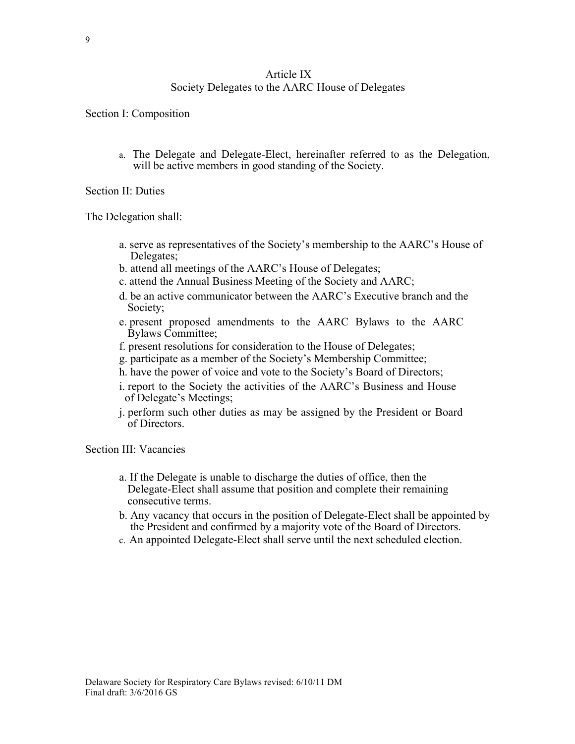# Article IX
## Society Delegates to the AARC House of Delegates

Section I: Composition

a. The Delegate and Delegate-Elect, hereinafter referred to as the Delegation, will be active members in good standing of the Society.

Section II: Duties

The Delegation shall:

a. serve as representatives of the Society's membership to the AARC's House of Delegates;
b. attend all meetings of the AARC's House of Delegates;
c. attend the Annual Business Meeting of the Society and AARC;
d. be an active communicator between the AARC's Executive branch and the Society;
e. present proposed amendments to the AARC Bylaws to the AARC Bylaws Committee;
f. present resolutions for consideration to the House of Delegates;
g. participate as a member of the Society's Membership Committee;
h. have the power of voice and vote to the Society's Board of Directors;
i. report to the Society the activities of the AARC's Business and House of Delegate's Meetings;
j. perform such other duties as may be assigned by the President or Board of Directors.

Section III: Vacancies

a. If the Delegate is unable to discharge the duties of office, then the Delegate-Elect shall assume that position and complete their remaining consecutive terms.
b. Any vacancy that occurs in the position of Delegate-Elect shall be appointed by the President and confirmed by a majority vote of the Board of Directors.
c. An appointed Delegate-Elect shall serve until the next scheduled election.

Delaware Society for Respiratory Care Bylaws revised: 6/10/11 DM
Final draft: 3/6/2016 GS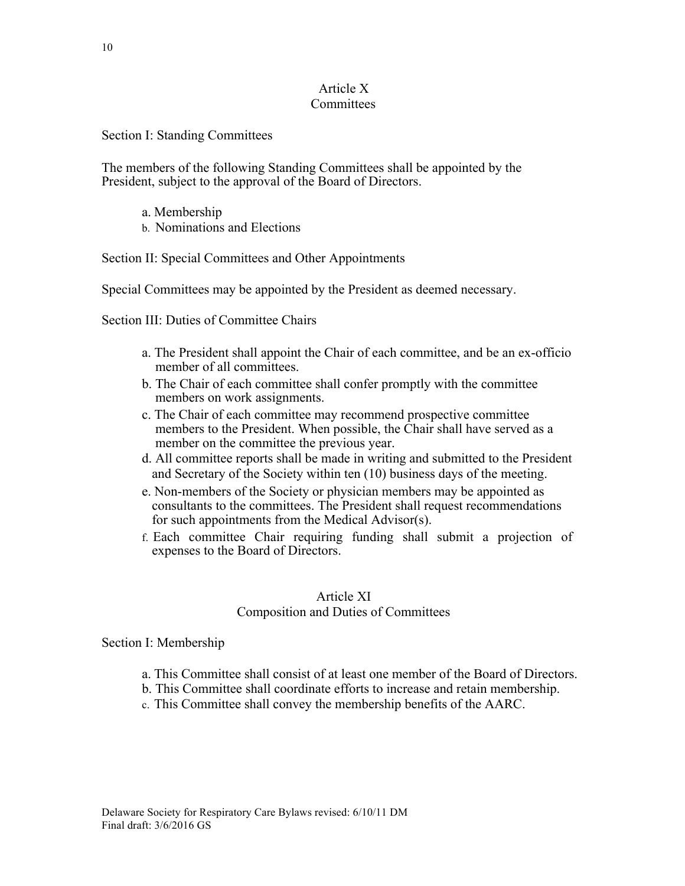## Article X
## Committees

Section I: Standing Committees

The members of the following Standing Committees shall be appointed by the President, subject to the approval of the Board of Directors.

a. Membership
b. Nominations and Elections

Section II: Special Committees and Other Appointments

Special Committees may be appointed by the President as deemed necessary.

Section III: Duties of Committee Chairs

a. The President shall appoint the Chair of each committee, and be an ex-officio member of all committees.
b. The Chair of each committee shall confer promptly with the committee members on work assignments.
c. The Chair of each committee may recommend prospective committee members to the President. When possible, the Chair shall have served as a member on the committee the previous year.
d. All committee reports shall be made in writing and submitted to the President and Secretary of the Society within ten (10) business days of the meeting.
e. Non-members of the Society or physician members may be appointed as consultants to the committees. The President shall request recommendations for such appointments from the Medical Advisor(s).
f. Each committee Chair requiring funding shall submit a projection of expenses to the Board of Directors.

## Article XI
## Composition and Duties of Committees

Section I: Membership

a. This Committee shall consist of at least one member of the Board of Directors.
b. This Committee shall coordinate efforts to increase and retain membership.
c. This Committee shall convey the membership benefits of the AARC.

Delaware Society for Respiratory Care Bylaws revised: 6/10/11 DM
Final draft: 3/6/2016 GS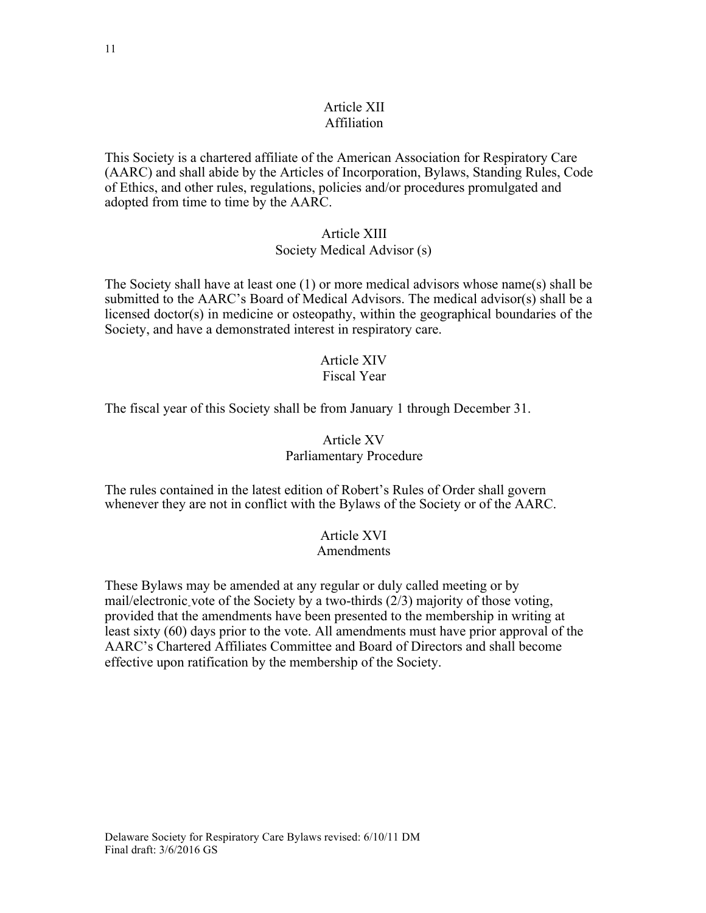## Article XII
## Affiliation

This Society is a chartered affiliate of the American Association for Respiratory Care (AARC) and shall abide by the Articles of Incorporation, Bylaws, Standing Rules, Code of Ethics, and other rules, regulations, policies and/or procedures promulgated and adopted from time to time by the AARC.

## Article XIII
## Society Medical Advisor (s)

The Society shall have at least one (1) or more medical advisors whose name(s) shall be submitted to the AARC's Board of Medical Advisors. The medical advisor(s) shall be a licensed doctor(s) in medicine or osteopathy, within the geographical boundaries of the Society, and have a demonstrated interest in respiratory care.

## Article XIV
## Fiscal Year

The fiscal year of this Society shall be from January 1 through December 31.

## Article XV
## Parliamentary Procedure

The rules contained in the latest edition of Robert's Rules of Order shall govern whenever they are not in conflict with the Bylaws of the Society or of the AARC.

## Article XVI
## Amendments

These Bylaws may be amended at any regular or duly called meeting or by mail/electronic vote of the Society by a two-thirds (2/3) majority of those voting, provided that the amendments have been presented to the membership in writing at least sixty (60) days prior to the vote. All amendments must have prior approval of the AARC's Chartered Affiliates Committee and Board of Directors and shall become effective upon ratification by the membership of the Society.

Delaware Society for Respiratory Care Bylaws revised: 6/10/11 DM
Final draft: 3/6/2016 GS